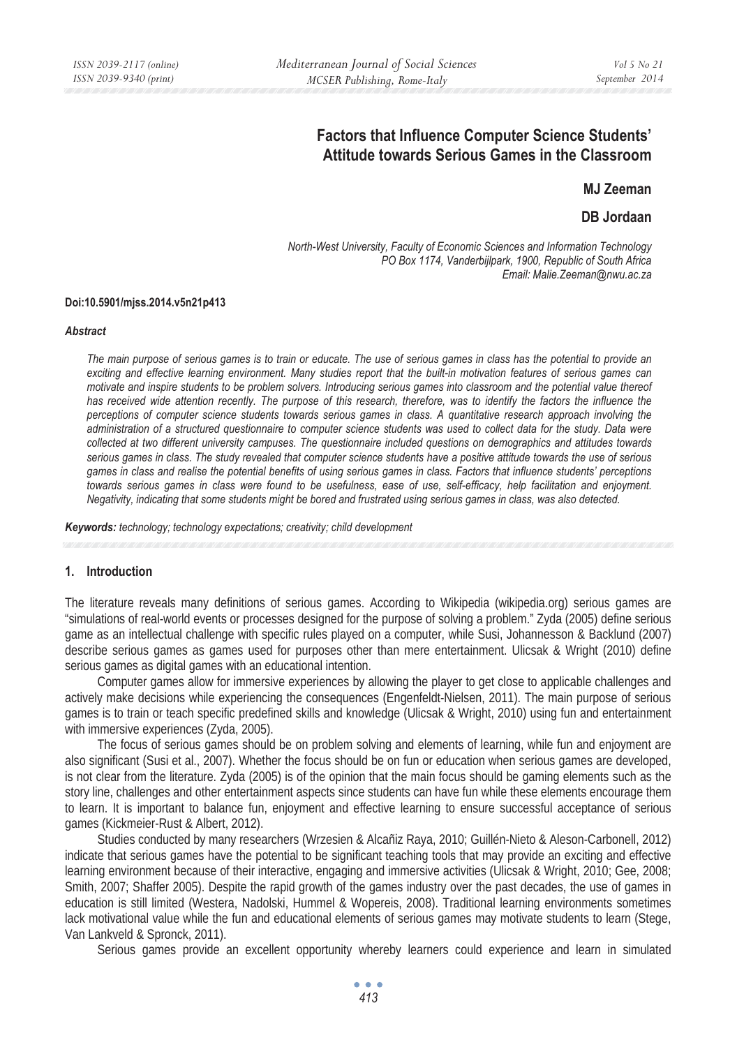# Factors that Influence Computer Science Students' Attitude towards Serious Games in the Classroom

**MJ Zeeman**

**DB Jordaan**

*North-West University, Faculty of Economic Sciences and Information Technology*
*PO Box 1174, Vanderbijlpark, 1900, Republic of South Africa*
*Email: Malie.Zeeman@nwu.ac.za*

**Doi:10.5901/mjss.2014.v5n21p413**

***Abstract***

*The main purpose of serious games is to train or educate. The use of serious games in class has the potential to provide an exciting and effective learning environment. Many studies report that the built-in motivation features of serious games can motivate and inspire students to be problem solvers. Introducing serious games into classroom and the potential value thereof has received wide attention recently. The purpose of this research, therefore, was to identify the factors the influence the perceptions of computer science students towards serious games in class. A quantitative research approach involving the administration of a structured questionnaire to computer science students was used to collect data for the study. Data were collected at two different university campuses. The questionnaire included questions on demographics and attitudes towards serious games in class. The study revealed that computer science students have a positive attitude towards the use of serious games in class and realise the potential benefits of using serious games in class. Factors that influence students' perceptions towards serious games in class were found to be usefulness, ease of use, self-efficacy, help facilitation and enjoyment. Negativity, indicating that some students might be bored and frustrated using serious games in class, was also detected.*

***Keywords:*** *technology; technology expectations; creativity; child development*

## 1. Introduction

The literature reveals many definitions of serious games. According to Wikipedia (wikipedia.org) serious games are "simulations of real-world events or processes designed for the purpose of solving a problem." Zyda (2005) define serious game as an intellectual challenge with specific rules played on a computer, while Susi, Johannesson & Backlund (2007) describe serious games as games used for purposes other than mere entertainment. Ulicsak & Wright (2010) define serious games as digital games with an educational intention.

Computer games allow for immersive experiences by allowing the player to get close to applicable challenges and actively make decisions while experiencing the consequences (Engenfeldt-Nielsen, 2011). The main purpose of serious games is to train or teach specific predefined skills and knowledge (Ulicsak & Wright, 2010) using fun and entertainment with immersive experiences (Zyda, 2005).

The focus of serious games should be on problem solving and elements of learning, while fun and enjoyment are also significant (Susi et al., 2007). Whether the focus should be on fun or education when serious games are developed, is not clear from the literature. Zyda (2005) is of the opinion that the main focus should be gaming elements such as the story line, challenges and other entertainment aspects since students can have fun while these elements encourage them to learn. It is important to balance fun, enjoyment and effective learning to ensure successful acceptance of serious games (Kickmeier-Rust & Albert, 2012).

Studies conducted by many researchers (Wrzesien & Alcañiz Raya, 2010; Guillén-Nieto & Aleson-Carbonell, 2012) indicate that serious games have the potential to be significant teaching tools that may provide an exciting and effective learning environment because of their interactive, engaging and immersive activities (Ulicsak & Wright, 2010; Gee, 2008; Smith, 2007; Shaffer 2005). Despite the rapid growth of the games industry over the past decades, the use of games in education is still limited (Westera, Nadolski, Hummel & Wopereis, 2008). Traditional learning environments sometimes lack motivational value while the fun and educational elements of serious games may motivate students to learn (Stege, Van Lankveld & Spronck, 2011).

Serious games provide an excellent opportunity whereby learners could experience and learn in simulated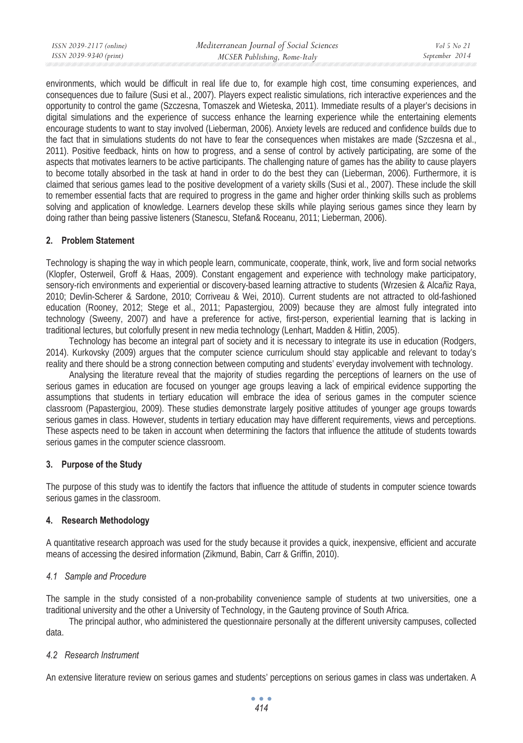environments, which would be difficult in real life due to, for example high cost, time consuming experiences, and consequences due to failure (Susi et al., 2007). Players expect realistic simulations, rich interactive experiences and the opportunity to control the game (Szczesna, Tomaszek and Wieteska, 2011). Immediate results of a player's decisions in digital simulations and the experience of success enhance the learning experience while the entertaining elements encourage students to want to stay involved (Lieberman, 2006). Anxiety levels are reduced and confidence builds due to the fact that in simulations students do not have to fear the consequences when mistakes are made (Szczesna et al., 2011). Positive feedback, hints on how to progress, and a sense of control by actively participating, are some of the aspects that motivates learners to be active participants. The challenging nature of games has the ability to cause players to become totally absorbed in the task at hand in order to do the best they can (Lieberman, 2006). Furthermore, it is claimed that serious games lead to the positive development of a variety skills (Susi et al., 2007). These include the skill to remember essential facts that are required to progress in the game and higher order thinking skills such as problems solving and application of knowledge. Learners develop these skills while playing serious games since they learn by doing rather than being passive listeners (Stanescu, Stefan& Roceanu, 2011; Lieberman, 2006).

## 2. Problem Statement

Technology is shaping the way in which people learn, communicate, cooperate, think, work, live and form social networks (Klopfer, Osterweil, Groff & Haas, 2009). Constant engagement and experience with technology make participatory, sensory-rich environments and experiential or discovery-based learning attractive to students (Wrzesien & Alcañiz Raya, 2010; Devlin-Scherer & Sardone, 2010; Corriveau & Wei, 2010). Current students are not attracted to old-fashioned education (Rooney, 2012; Stege et al., 2011; Papastergiou, 2009) because they are almost fully integrated into technology (Sweeny, 2007) and have a preference for active, first-person, experiential learning that is lacking in traditional lectures, but colorfully present in new media technology (Lenhart, Madden & Hitlin, 2005).

Technology has become an integral part of society and it is necessary to integrate its use in education (Rodgers, 2014). Kurkovsky (2009) argues that the computer science curriculum should stay applicable and relevant to today's reality and there should be a strong connection between computing and students' everyday involvement with technology.

Analysing the literature reveal that the majority of studies regarding the perceptions of learners on the use of serious games in education are focused on younger age groups leaving a lack of empirical evidence supporting the assumptions that students in tertiary education will embrace the idea of serious games in the computer science classroom (Papastergiou, 2009). These studies demonstrate largely positive attitudes of younger age groups towards serious games in class. However, students in tertiary education may have different requirements, views and perceptions. These aspects need to be taken in account when determining the factors that influence the attitude of students towards serious games in the computer science classroom.

## 3. Purpose of the Study

The purpose of this study was to identify the factors that influence the attitude of students in computer science towards serious games in the classroom.

## 4. Research Methodology

A quantitative research approach was used for the study because it provides a quick, inexpensive, efficient and accurate means of accessing the desired information (Zikmund, Babin, Carr & Griffin, 2010).

### *4.1 Sample and Procedure*

The sample in the study consisted of a non-probability convenience sample of students at two universities, one a traditional university and the other a University of Technology, in the Gauteng province of South Africa.

The principal author, who administered the questionnaire personally at the different university campuses, collected data.

### *4.2 Research Instrument*

An extensive literature review on serious games and students' perceptions on serious games in class was undertaken. A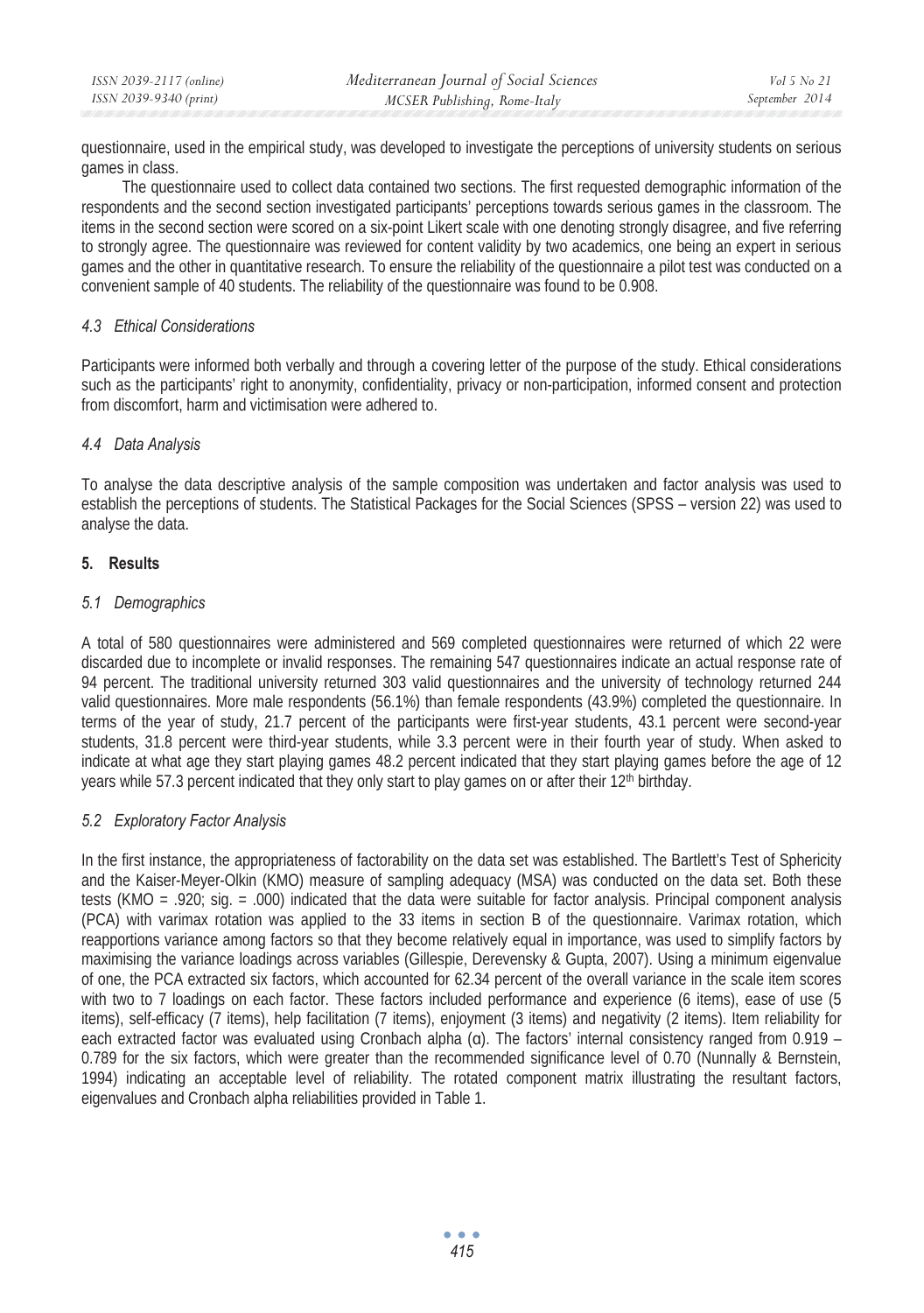questionnaire, used in the empirical study, was developed to investigate the perceptions of university students on serious games in class.

The questionnaire used to collect data contained two sections. The first requested demographic information of the respondents and the second section investigated participants' perceptions towards serious games in the classroom. The items in the second section were scored on a six-point Likert scale with one denoting strongly disagree, and five referring to strongly agree. The questionnaire was reviewed for content validity by two academics, one being an expert in serious games and the other in quantitative research. To ensure the reliability of the questionnaire a pilot test was conducted on a convenient sample of 40 students. The reliability of the questionnaire was found to be 0.908.

### *4.3 Ethical Considerations*

Participants were informed both verbally and through a covering letter of the purpose of the study. Ethical considerations such as the participants' right to anonymity, confidentiality, privacy or non-participation, informed consent and protection from discomfort, harm and victimisation were adhered to.

### *4.4 Data Analysis*

To analyse the data descriptive analysis of the sample composition was undertaken and factor analysis was used to establish the perceptions of students. The Statistical Packages for the Social Sciences (SPSS – version 22) was used to analyse the data.

## 5. Results

### *5.1 Demographics*

A total of 580 questionnaires were administered and 569 completed questionnaires were returned of which 22 were discarded due to incomplete or invalid responses. The remaining 547 questionnaires indicate an actual response rate of 94 percent. The traditional university returned 303 valid questionnaires and the university of technology returned 244 valid questionnaires. More male respondents (56.1%) than female respondents (43.9%) completed the questionnaire. In terms of the year of study, 21.7 percent of the participants were first-year students, 43.1 percent were second-year students, 31.8 percent were third-year students, while 3.3 percent were in their fourth year of study. When asked to indicate at what age they start playing games 48.2 percent indicated that they start playing games before the age of 12 years while 57.3 percent indicated that they only start to play games on or after their 12th birthday.

### *5.2 Exploratory Factor Analysis*

In the first instance, the appropriateness of factorability on the data set was established. The Bartlett's Test of Sphericity and the Kaiser-Meyer-Olkin (KMO) measure of sampling adequacy (MSA) was conducted on the data set. Both these tests (KMO = .920; sig. = .000) indicated that the data were suitable for factor analysis. Principal component analysis (PCA) with varimax rotation was applied to the 33 items in section B of the questionnaire. Varimax rotation, which reapportions variance among factors so that they become relatively equal in importance, was used to simplify factors by maximising the variance loadings across variables (Gillespie, Derevensky & Gupta, 2007). Using a minimum eigenvalue of one, the PCA extracted six factors, which accounted for 62.34 percent of the overall variance in the scale item scores with two to 7 loadings on each factor. These factors included performance and experience (6 items), ease of use (5 items), self-efficacy (7 items), help facilitation (7 items), enjoyment (3 items) and negativity (2 items). Item reliability for each extracted factor was evaluated using Cronbach alpha (α). The factors' internal consistency ranged from 0.919 – 0.789 for the six factors, which were greater than the recommended significance level of 0.70 (Nunnally & Bernstein, 1994) indicating an acceptable level of reliability. The rotated component matrix illustrating the resultant factors, eigenvalues and Cronbach alpha reliabilities provided in Table 1.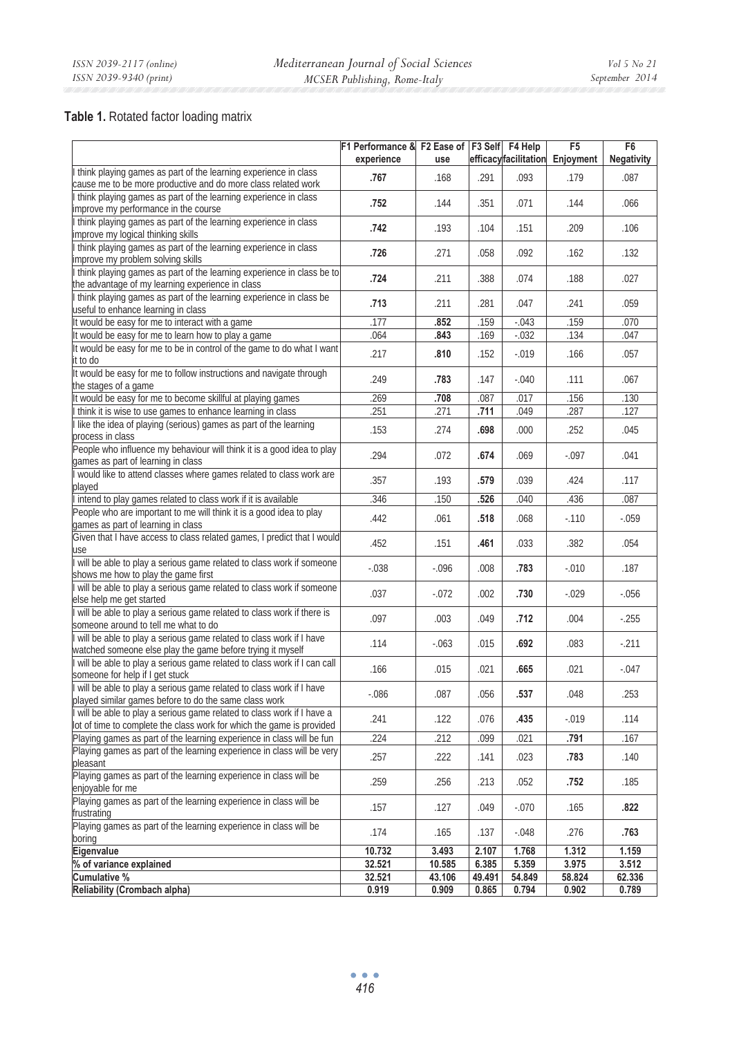**Table 1.** Rotated factor loading matrix

| | F1 Performance & experience | F2 Ease of use | F3 Self efficacy | F4 Help facilitation | F5 Enjoyment | F6 Negativity |
|---|---|---|---|---|---|---|
| I think playing games as part of the learning experience in class cause me to be more productive and do more class related work | **.767** | .168 | .291 | .093 | .179 | .087 |
| I think playing games as part of the learning experience in class improve my performance in the course | **.752** | .144 | .351 | .071 | .144 | .066 |
| I think playing games as part of the learning experience in class improve my logical thinking skills | **.742** | .193 | .104 | .151 | .209 | .106 |
| I think playing games as part of the learning experience in class improve my problem solving skills | **.726** | .271 | .058 | .092 | .162 | .132 |
| I think playing games as part of the learning experience in class be to the advantage of my learning experience in class | **.724** | .211 | .388 | .074 | .188 | .027 |
| I think playing games as part of the learning experience in class be useful to enhance learning in class | **.713** | .211 | .281 | .047 | .241 | .059 |
| It would be easy for me to interact with a game | .177 | **.852** | .159 | -.043 | .159 | .070 |
| It would be easy for me to learn how to play a game | .064 | **.843** | .169 | -.032 | .134 | .047 |
| It would be easy for me to be in control of the game to do what I want it to do | .217 | **.810** | .152 | -.019 | .166 | .057 |
| It would be easy for me to follow instructions and navigate through the stages of a game | .249 | **.783** | .147 | -.040 | .111 | .067 |
| It would be easy for me to become skillful at playing games | .269 | **.708** | .087 | .017 | .156 | .130 |
| I think it is wise to use games to enhance learning in class | .251 | .271 | **.711** | .049 | .287 | .127 |
| I like the idea of playing (serious) games as part of the learning process in class | .153 | .274 | **.698** | .000 | .252 | .045 |
| People who influence my behaviour will think it is a good idea to play games as part of learning in class | .294 | .072 | **.674** | .069 | -.097 | .041 |
| I would like to attend classes where games related to class work are played | .357 | .193 | **.579** | .039 | .424 | .117 |
| I intend to play games related to class work if it is available | .346 | .150 | **.526** | .040 | .436 | .087 |
| People who are important to me will think it is a good idea to play games as part of learning in class | .442 | .061 | **.518** | .068 | -.110 | -.059 |
| Given that I have access to class related games, I predict that I would use | .452 | .151 | **.461** | .033 | .382 | .054 |
| I will be able to play a serious game related to class work if someone shows me how to play the game first | -.038 | -.096 | .008 | **.783** | -.010 | .187 |
| I will be able to play a serious game related to class work if someone else help me get started | .037 | -.072 | .002 | **.730** | -.029 | -.056 |
| I will be able to play a serious game related to class work if there is someone around to tell me what to do | .097 | .003 | .049 | **.712** | .004 | -.255 |
| I will be able to play a serious game related to class work if I have watched someone else play the game before trying it myself | .114 | -.063 | .015 | **.692** | .083 | -.211 |
| I will be able to play a serious game related to class work if I can call someone for help if I get stuck | .166 | .015 | .021 | **.665** | .021 | -.047 |
| I will be able to play a serious game related to class work if I have played similar games before to do the same class work | -.086 | .087 | .056 | **.537** | .048 | .253 |
| I will be able to play a serious game related to class work if I have a lot of time to complete the class work for which the game is provided | .241 | .122 | .076 | **.435** | -.019 | .114 |
| Playing games as part of the learning experience in class will be fun | .224 | .212 | .099 | .021 | **.791** | .167 |
| Playing games as part of the learning experience in class will be very pleasant | .257 | .222 | .141 | .023 | **.783** | .140 |
| Playing games as part of the learning experience in class will be enjoyable for me | .259 | .256 | .213 | .052 | **.752** | .185 |
| Playing games as part of the learning experience in class will be frustrating | .157 | .127 | .049 | -.070 | .165 | **.822** |
| Playing games as part of the learning experience in class will be boring | .174 | .165 | .137 | -.048 | .276 | **.763** |
| **Eigenvalue** | **10.732** | **3.493** | **2.107** | **1.768** | **1.312** | **1.159** |
| **% of variance explained** | **32.521** | **10.585** | **6.385** | **5.359** | **3.975** | **3.512** |
| **Cumulative %** | **32.521** | **43.106** | **49.491** | **54.849** | **58.824** | **62.336** |
| **Reliability (Crombach alpha)** | **0.919** | **0.909** | **0.865** | **0.794** | **0.902** | **0.789** |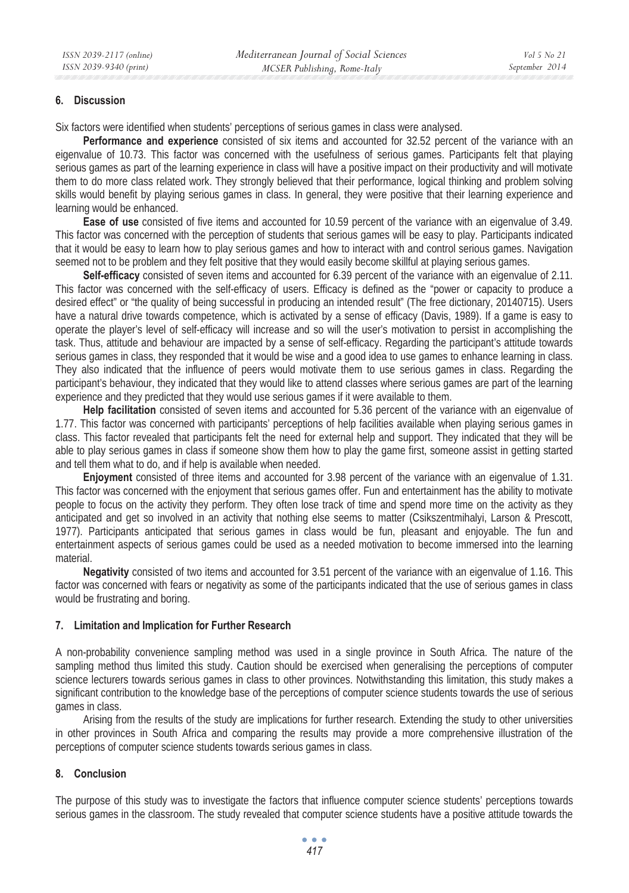## 6. Discussion

Six factors were identified when students' perceptions of serious games in class were analysed.

**Performance and experience** consisted of six items and accounted for 32.52 percent of the variance with an eigenvalue of 10.73. This factor was concerned with the usefulness of serious games. Participants felt that playing serious games as part of the learning experience in class will have a positive impact on their productivity and will motivate them to do more class related work. They strongly believed that their performance, logical thinking and problem solving skills would benefit by playing serious games in class. In general, they were positive that their learning experience and learning would be enhanced.

**Ease of use** consisted of five items and accounted for 10.59 percent of the variance with an eigenvalue of 3.49. This factor was concerned with the perception of students that serious games will be easy to play. Participants indicated that it would be easy to learn how to play serious games and how to interact with and control serious games. Navigation seemed not to be problem and they felt positive that they would easily become skillful at playing serious games.

**Self-efficacy** consisted of seven items and accounted for 6.39 percent of the variance with an eigenvalue of 2.11. This factor was concerned with the self-efficacy of users. Efficacy is defined as the "power or capacity to produce a desired effect" or "the quality of being successful in producing an intended result" (The free dictionary, 20140715). Users have a natural drive towards competence, which is activated by a sense of efficacy (Davis, 1989). If a game is easy to operate the player's level of self-efficacy will increase and so will the user's motivation to persist in accomplishing the task. Thus, attitude and behaviour are impacted by a sense of self-efficacy. Regarding the participant's attitude towards serious games in class, they responded that it would be wise and a good idea to use games to enhance learning in class. They also indicated that the influence of peers would motivate them to use serious games in class. Regarding the participant's behaviour, they indicated that they would like to attend classes where serious games are part of the learning experience and they predicted that they would use serious games if it were available to them.

**Help facilitation** consisted of seven items and accounted for 5.36 percent of the variance with an eigenvalue of 1.77. This factor was concerned with participants' perceptions of help facilities available when playing serious games in class. This factor revealed that participants felt the need for external help and support. They indicated that they will be able to play serious games in class if someone show them how to play the game first, someone assist in getting started and tell them what to do, and if help is available when needed.

**Enjoyment** consisted of three items and accounted for 3.98 percent of the variance with an eigenvalue of 1.31. This factor was concerned with the enjoyment that serious games offer. Fun and entertainment has the ability to motivate people to focus on the activity they perform. They often lose track of time and spend more time on the activity as they anticipated and get so involved in an activity that nothing else seems to matter (Csikszentmihalyi, Larson & Prescott, 1977). Participants anticipated that serious games in class would be fun, pleasant and enjoyable. The fun and entertainment aspects of serious games could be used as a needed motivation to become immersed into the learning material.

**Negativity** consisted of two items and accounted for 3.51 percent of the variance with an eigenvalue of 1.16. This factor was concerned with fears or negativity as some of the participants indicated that the use of serious games in class would be frustrating and boring.

## 7. Limitation and Implication for Further Research

A non-probability convenience sampling method was used in a single province in South Africa. The nature of the sampling method thus limited this study. Caution should be exercised when generalising the perceptions of computer science lecturers towards serious games in class to other provinces. Notwithstanding this limitation, this study makes a significant contribution to the knowledge base of the perceptions of computer science students towards the use of serious games in class.

Arising from the results of the study are implications for further research. Extending the study to other universities in other provinces in South Africa and comparing the results may provide a more comprehensive illustration of the perceptions of computer science students towards serious games in class.

## 8. Conclusion

The purpose of this study was to investigate the factors that influence computer science students' perceptions towards serious games in the classroom. The study revealed that computer science students have a positive attitude towards the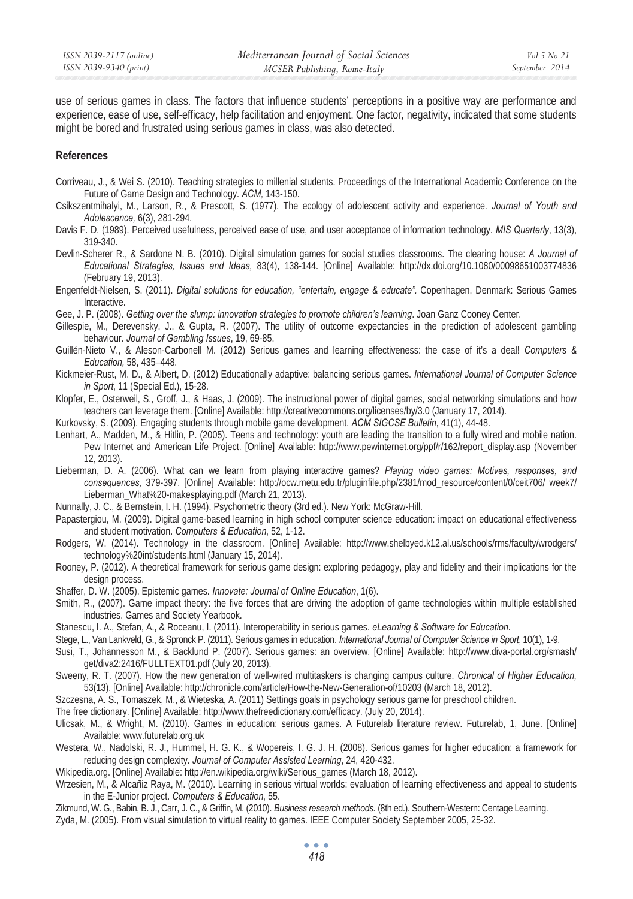use of serious games in class. The factors that influence students' perceptions in a positive way are performance and experience, ease of use, self-efficacy, help facilitation and enjoyment. One factor, negativity, indicated that some students might be bored and frustrated using serious games in class, was also detected.

## References

Corriveau, J., & Wei S. (2010). Teaching strategies to millenial students. Proceedings of the International Academic Conference on the Future of Game Design and Technology. *ACM,* 143-150.

Csikszentmihalyi, M., Larson, R., & Prescott, S. (1977). The ecology of adolescent activity and experience. *Journal of Youth and Adolescence,* 6(3), 281-294.

Davis F. D. (1989). Perceived usefulness, perceived ease of use, and user acceptance of information technology. *MIS Quarterly*, 13(3), 319-340.

Devlin-Scherer R., & Sardone N. B. (2010). Digital simulation games for social studies classrooms. The clearing house: *A Journal of Educational Strategies, Issues and Ideas,* 83(4), 138-144. [Online] Available: http://dx.doi.org/10.1080/00098651003774836 (February 19, 2013).

Engenfeldt-Nielsen, S. (2011). *Digital solutions for education, "entertain, engage & educate"*. Copenhagen, Denmark: Serious Games Interactive.

Gee, J. P. (2008). *Getting over the slump: innovation strategies to promote children's learning*. Joan Ganz Cooney Center.

Gillespie, M., Derevensky, J., & Gupta, R. (2007). The utility of outcome expectancies in the prediction of adolescent gambling behaviour. *Journal of Gambling Issues*, 19, 69-85.

Guillén-Nieto V., & Aleson-Carbonell M. (2012) Serious games and learning effectiveness: the case of it's a deal! *Computers & Education,* 58, 435–448.

Kickmeier-Rust, M. D., & Albert, D. (2012) Educationally adaptive: balancing serious games. *International Journal of Computer Science in Sport*, 11 (Special Ed.), 15-28.

Klopfer, E., Osterweil, S., Groff, J., & Haas, J. (2009). The instructional power of digital games, social networking simulations and how teachers can leverage them. [Online] Available: http://creativecommons.org/licenses/by/3.0 (January 17, 2014).

Kurkovsky, S. (2009). Engaging students through mobile game development. *ACM SIGCSE Bulletin*, 41(1), 44-48.

Lenhart, A., Madden, M., & Hitlin, P. (2005). Teens and technology: youth are leading the transition to a fully wired and mobile nation. Pew Internet and American Life Project. [Online] Available: http://www.pewinternet.org/ppf/r/162/report_display.asp (November 12, 2013).

Lieberman, D. A. (2006). What can we learn from playing interactive games? *Playing video games: Motives, responses, and consequences,* 379-397. [Online] Available: http://ocw.metu.edu.tr/pluginfile.php/2381/mod_resource/content/0/ceit706/ week7/ Lieberman_What%20-makesplaying.pdf (March 21, 2013).

Nunnally, J. C., & Bernstein, I. H. (1994). Psychometric theory (3rd ed.). New York: McGraw-Hill.

Papastergiou, M. (2009). Digital game-based learning in high school computer science education: impact on educational effectiveness and student motivation. *Computers & Education*, 52, 1-12.

Rodgers, W. (2014). Technology in the classroom. [Online] Available: http://www.shelbyed.k12.al.us/schools/rms/faculty/wrodgers/ technology%20int/students.html (January 15, 2014).

Rooney, P. (2012). A theoretical framework for serious game design: exploring pedagogy, play and fidelity and their implications for the design process.

Shaffer, D. W. (2005). Epistemic games. *Innovate: Journal of Online Education*, 1(6).

Smith, R., (2007). Game impact theory: the five forces that are driving the adoption of game technologies within multiple established industries. Games and Society Yearbook.

Stanescu, I. A., Stefan, A., & Roceanu, I. (2011). Interoperability in serious games. *eLearning & Software for Education*.

Stege, L., Van Lankveld, G., & Spronck P. (2011). Serious games in education. *International Journal of Computer Science in Sport*, 10(1), 1-9.

Susi, T., Johannesson M., & Backlund P. (2007). Serious games: an overview. [Online] Available: http://www.diva-portal.org/smash/ get/diva2:2416/FULLTEXT01.pdf (July 20, 2013).

Sweeny, R. T. (2007). How the new generation of well-wired multitaskers is changing campus culture. *Chronical of Higher Education,* 53(13). [Online] Available: http://chronicle.com/article/How-the-New-Generation-of/10203 (March 18, 2012).

Szczesna, A. S., Tomaszek, M., & Wieteska, A. (2011) Settings goals in psychology serious game for preschool children.

The free dictionary. [Online] Available: http://www.thefreedictionary.com/efficacy. (July 20, 2014).

Ulicsak, M., & Wright, M. (2010). Games in education: serious games. A Futurelab literature review. Futurelab, 1, June. [Online] Available: www.futurelab.org.uk

Westera, W., Nadolski, R. J., Hummel, H. G. K., & Wopereis, I. G. J. H. (2008). Serious games for higher education: a framework for reducing design complexity. *Journal of Computer Assisted Learning*, 24, 420-432.

Wikipedia.org. [Online] Available: http://en.wikipedia.org/wiki/Serious_games (March 18, 2012).

Wrzesien, M., & Alcañiz Raya, M. (2010). Learning in serious virtual worlds: evaluation of learning effectiveness and appeal to students in the E-Junior project. *Computers & Education*, 55.

Zikmund, W. G., Babin, B. J., Carr, J. C., & Griffin, M. (2010). *Business research methods.* (8th ed.). Southern-Western: Centage Learning.

Zyda, M. (2005). From visual simulation to virtual reality to games. IEEE Computer Society September 2005, 25-32.